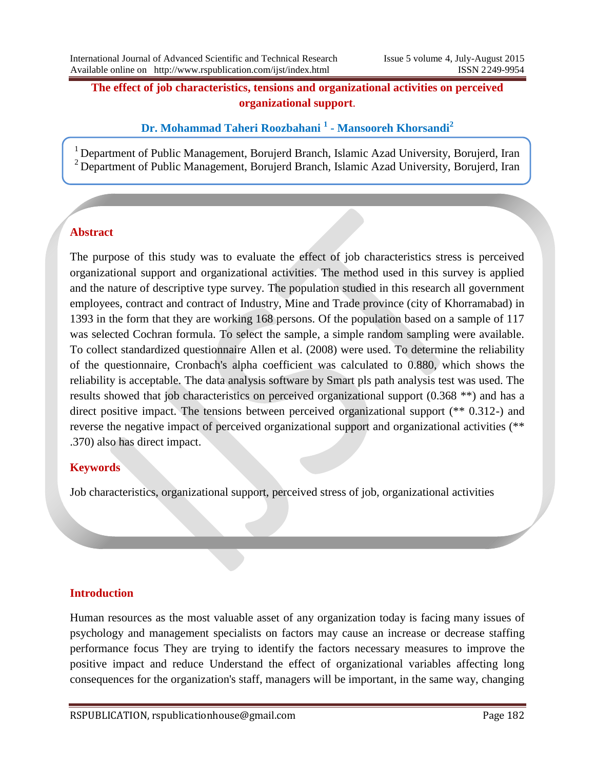# The effect of job characteristics, tensions and organizational activities on perceived organizational support.

**Dr. Mohammad Taheri Roozbahani [1] - Mansooreh Khorsandi[2]**

[1] Department of Public Management, Borujerd Branch, Islamic Azad University, Borujerd, Iran
[2] Department of Public Management, Borujerd Branch, Islamic Azad University, Borujerd, Iran

## Abstract

The purpose of this study was to evaluate the effect of job characteristics stress is perceived organizational support and organizational activities. The method used in this survey is applied and the nature of descriptive type survey. The population studied in this research all government employees, contract and contract of Industry, Mine and Trade province (city of Khorramabad) in 1393 in the form that they are working 168 persons. Of the population based on a sample of 117 was selected Cochran formula. To select the sample, a simple random sampling were available. To collect standardized questionnaire Allen et al. (2008) were used. To determine the reliability of the questionnaire, Cronbach's alpha coefficient was calculated to 0.880, which shows the reliability is acceptable. The data analysis software by Smart pls path analysis test was used. The results showed that job characteristics on perceived organizational support (0.368 **) and has a direct positive impact. The tensions between perceived organizational support (** 0.312-) and reverse the negative impact of perceived organizational support and organizational activities (** .370) also has direct impact.

## Keywords

Job characteristics, organizational support, perceived stress of job, organizational activities

## Introduction

Human resources as the most valuable asset of any organization today is facing many issues of psychology and management specialists on factors may cause an increase or decrease staffing performance focus They are trying to identify the factors necessary measures to improve the positive impact and reduce Understand the effect of organizational variables affecting long consequences for the organization's staff, managers will be important, in the same way, changing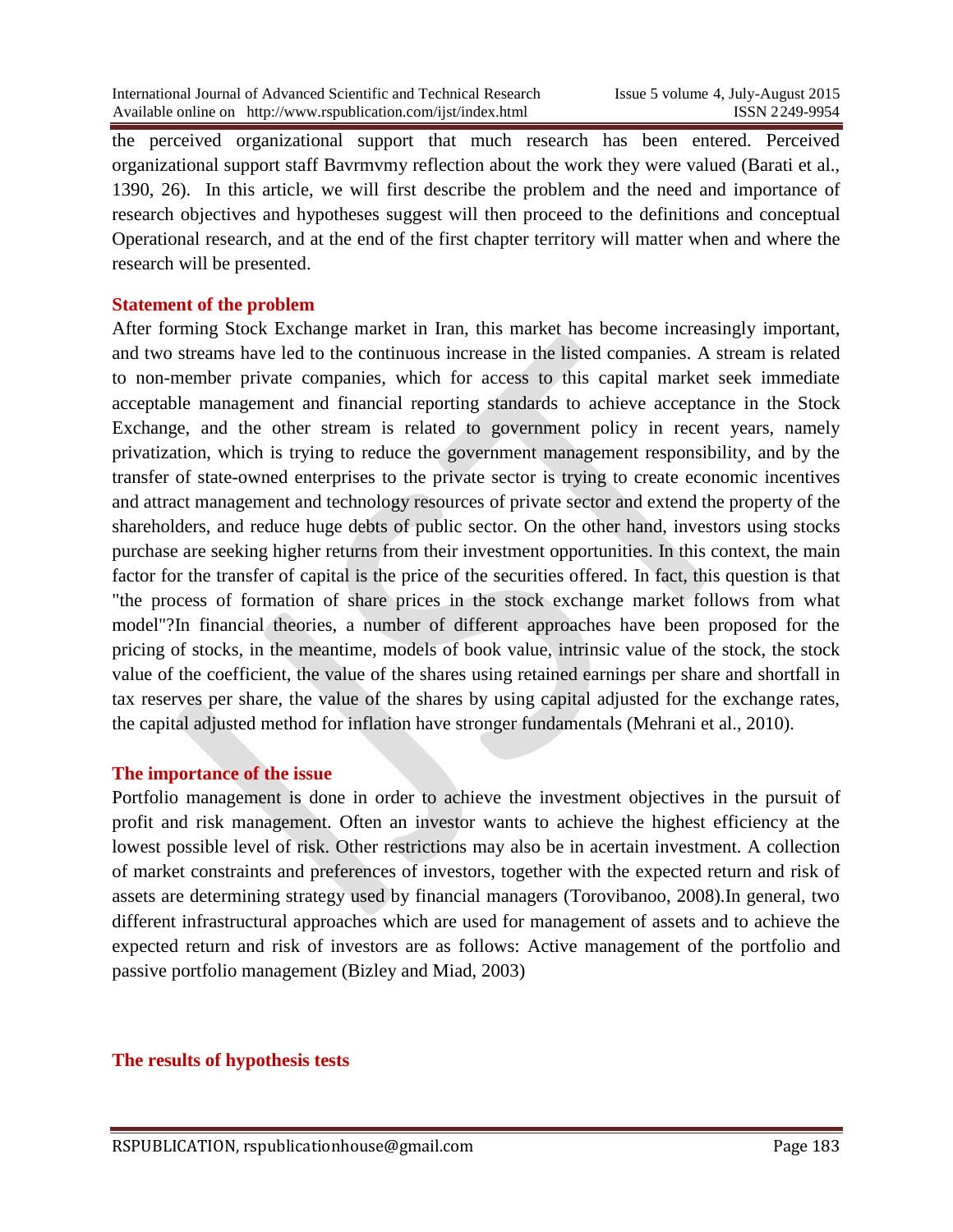the perceived organizational support that much research has been entered. Perceived organizational support staff Bavrmvmy reflection about the work they were valued (Barati et al., 1390, 26). In this article, we will first describe the problem and the need and importance of research objectives and hypotheses suggest will then proceed to the definitions and conceptual Operational research, and at the end of the first chapter territory will matter when and where the research will be presented.

## Statement of the problem

After forming Stock Exchange market in Iran, this market has become increasingly important, and two streams have led to the continuous increase in the listed companies. A stream is related to non-member private companies, which for access to this capital market seek immediate acceptable management and financial reporting standards to achieve acceptance in the Stock Exchange, and the other stream is related to government policy in recent years, namely privatization, which is trying to reduce the government management responsibility, and by the transfer of state-owned enterprises to the private sector is trying to create economic incentives and attract management and technology resources of private sector and extend the property of the shareholders, and reduce huge debts of public sector. On the other hand, investors using stocks purchase are seeking higher returns from their investment opportunities. In this context, the main factor for the transfer of capital is the price of the securities offered. In fact, this question is that "the process of formation of share prices in the stock exchange market follows from what model"?In financial theories, a number of different approaches have been proposed for the pricing of stocks, in the meantime, models of book value, intrinsic value of the stock, the stock value of the coefficient, the value of the shares using retained earnings per share and shortfall in tax reserves per share, the value of the shares by using capital adjusted for the exchange rates, the capital adjusted method for inflation have stronger fundamentals (Mehrani et al., 2010).

## The importance of the issue

Portfolio management is done in order to achieve the investment objectives in the pursuit of profit and risk management. Often an investor wants to achieve the highest efficiency at the lowest possible level of risk. Other restrictions may also be in acertain investment. A collection of market constraints and preferences of investors, together with the expected return and risk of assets are determining strategy used by financial managers (Torovibanoo, 2008).In general, two different infrastructural approaches which are used for management of assets and to achieve the expected return and risk of investors are as follows: Active management of the portfolio and passive portfolio management (Bizley and Miad, 2003)

## The results of hypothesis tests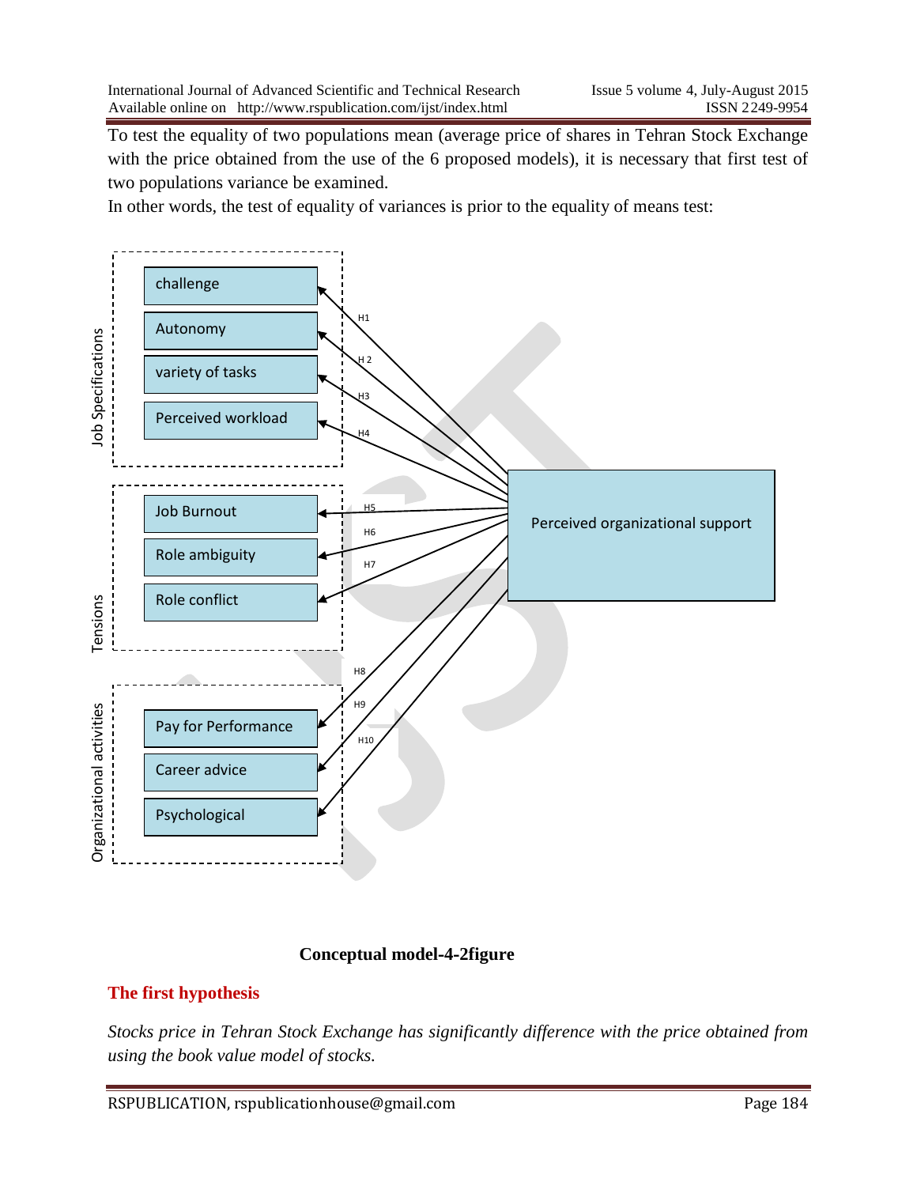To test the equality of two populations mean (average price of shares in Tehran Stock Exchange with the price obtained from the use of the 6 proposed models), it is necessary that first test of two populations variance be examined.

In other words, the test of equality of variances is prior to the equality of means test:

**Conceptual model-4-2figure**

## The first hypothesis

*Stocks price in Tehran Stock Exchange has significantly difference with the price obtained from using the book value model of stocks.*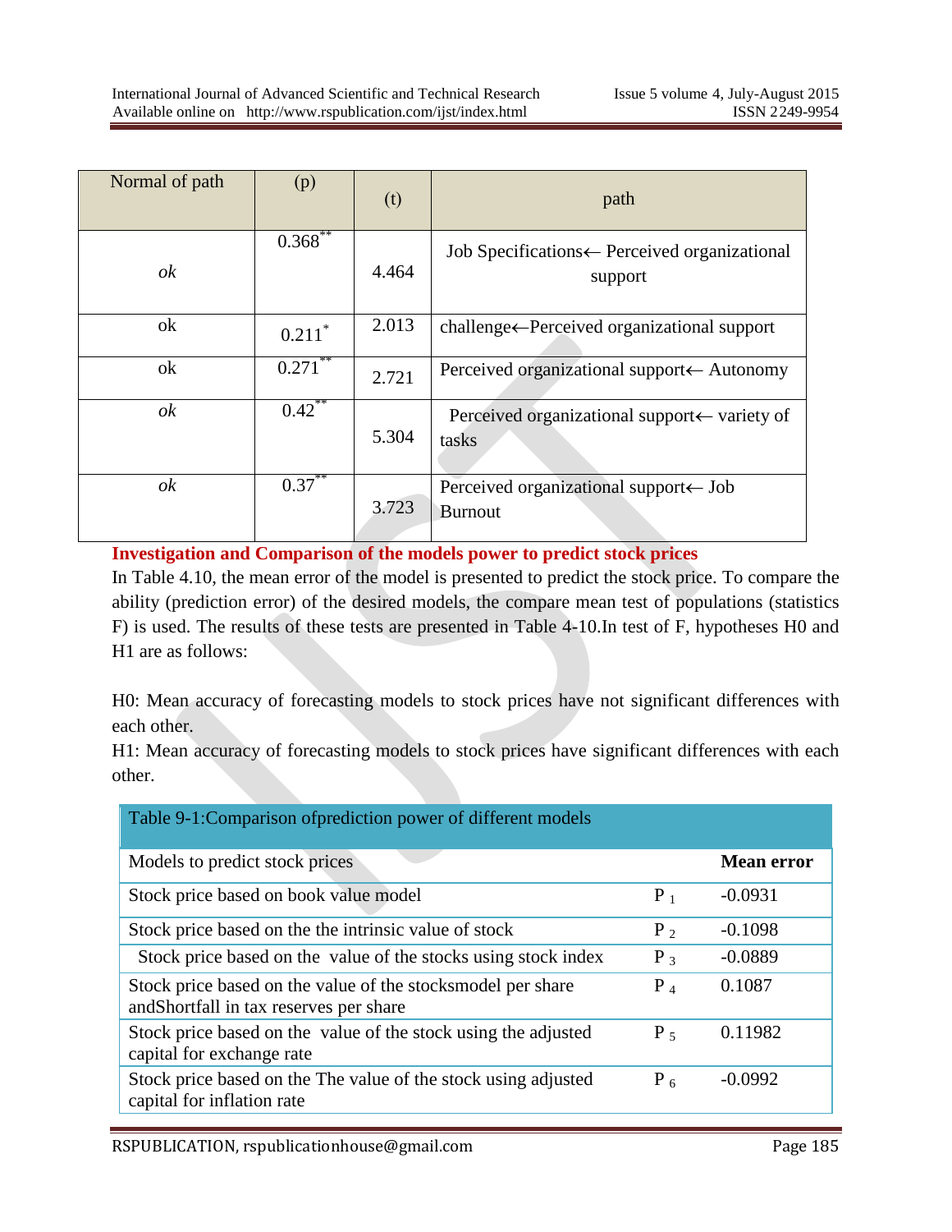| Normal of path | (p) | (t) | path |
|---|---|---|---|
| *ok* | 0.368** | 4.464 | Job Specifications← Perceived organizational support |
| ok | 0.211* | 2.013 | challenge←Perceived organizational support |
| ok | 0.271** | 2.721 | Perceived organizational support← Autonomy |
| *ok* | 0.42** | 5.304 | Perceived organizational support← variety of tasks |
| *ok* | 0.37** | 3.723 | Perceived organizational support← Job Burnout |

**Investigation and Comparison of the models power to predict stock prices**

In Table 4.10, the mean error of the model is presented to predict the stock price. To compare the ability (prediction error) of the desired models, the compare mean test of populations (statistics F) is used. The results of these tests are presented in Table 4-10.In test of F, hypotheses H0 and H1 are as follows:

H0: Mean accuracy of forecasting models to stock prices have not significant differences with each other.

H1: Mean accuracy of forecasting models to stock prices have significant differences with each other.

| Table 9-1:Comparison ofprediction power of different models | | |
|---|---|---|
| Models to predict stock prices | | **Mean error** |
| Stock price based on book value model | $P_1$ | -0.0931 |
| Stock price based on the the intrinsic value of stock | $P_2$ | -0.1098 |
| Stock price based on the value of the stocks using stock index | $P_3$ | -0.0889 |
| Stock price based on the value of the stocksmodel per share andShortfall in tax reserves per share | $P_4$ | 0.1087 |
| Stock price based on the value of the stock using the adjusted capital for exchange rate | $P_5$ | 0.11982 |
| Stock price based on the The value of the stock using adjusted capital for inflation rate | $P_6$ | -0.0992 |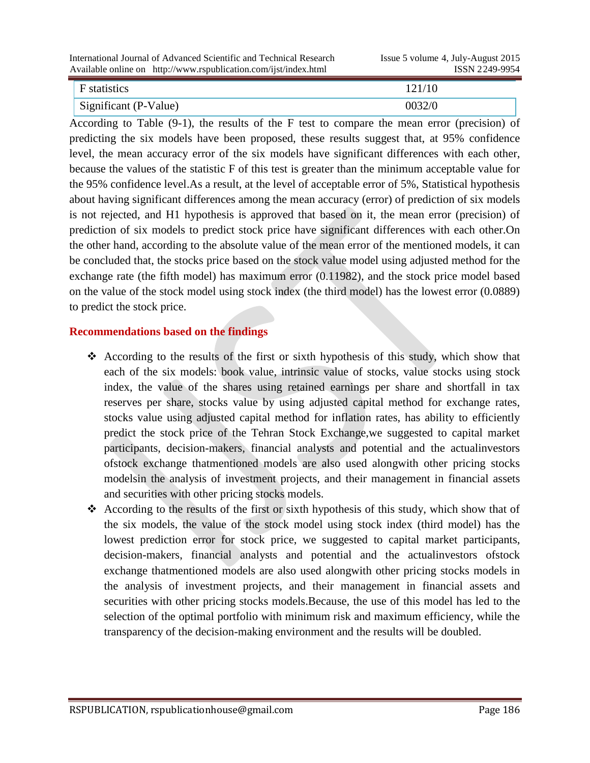| F statistics | 121/10 |
|---|---|
| Significant (P-Value) | 0032/0 |

According to Table (9-1), the results of the F test to compare the mean error (precision) of predicting the six models have been proposed, these results suggest that, at 95% confidence level, the mean accuracy error of the six models have significant differences with each other, because the values of the statistic F of this test is greater than the minimum acceptable value for the 95% confidence level.As a result, at the level of acceptable error of 5%, Statistical hypothesis about having significant differences among the mean accuracy (error) of prediction of six models is not rejected, and H1 hypothesis is approved that based on it, the mean error (precision) of prediction of six models to predict stock price have significant differences with each other.On the other hand, according to the absolute value of the mean error of the mentioned models, it can be concluded that, the stocks price based on the stock value model using adjusted method for the exchange rate (the fifth model) has maximum error (0.11982), and the stock price model based on the value of the stock model using stock index (the third model) has the lowest error (0.0889) to predict the stock price.

## Recommendations based on the findings

- According to the results of the first or sixth hypothesis of this study, which show that each of the six models: book value, intrinsic value of stocks, value stocks using stock index, the value of the shares using retained earnings per share and shortfall in tax reserves per share, stocks value by using adjusted capital method for exchange rates, stocks value using adjusted capital method for inflation rates, has ability to efficiently predict the stock price of the Tehran Stock Exchange,we suggested to capital market participants, decision-makers, financial analysts and potential and the actualinvestors ofstock exchange thatmentioned models are also used alongwith other pricing stocks modelsin the analysis of investment projects, and their management in financial assets and securities with other pricing stocks models.
- According to the results of the first or sixth hypothesis of this study, which show that of the six models, the value of the stock model using stock index (third model) has the lowest prediction error for stock price, we suggested to capital market participants, decision-makers, financial analysts and potential and the actualinvestors ofstock exchange thatmentioned models are also used alongwith other pricing stocks models in the analysis of investment projects, and their management in financial assets and securities with other pricing stocks models.Because, the use of this model has led to the selection of the optimal portfolio with minimum risk and maximum efficiency, while the transparency of the decision-making environment and the results will be doubled.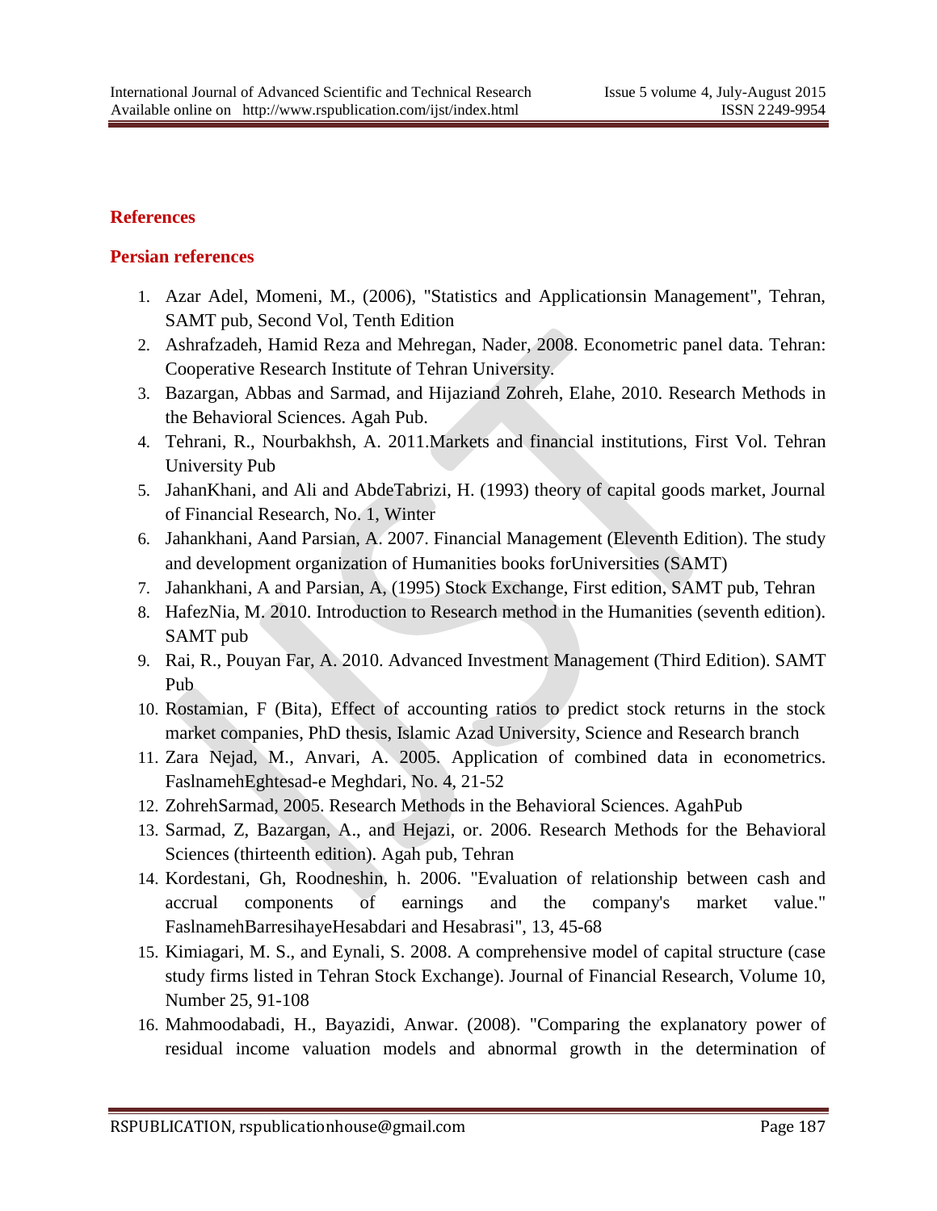## References

### Persian references

1. Azar Adel, Momeni, M., (2006), "Statistics and Applicationsin Management", Tehran, SAMT pub, Second Vol, Tenth Edition
2. Ashrafzadeh, Hamid Reza and Mehregan, Nader, 2008. Econometric panel data. Tehran: Cooperative Research Institute of Tehran University.
3. Bazargan, Abbas and Sarmad, and Hijaziand Zohreh, Elahe, 2010. Research Methods in the Behavioral Sciences. Agah Pub.
4. Tehrani, R., Nourbakhsh, A. 2011.Markets and financial institutions, First Vol. Tehran University Pub
5. JahanKhani, and Ali and AbdeTabrizi, H. (1993) theory of capital goods market, Journal of Financial Research, No. 1, Winter
6. Jahankhani, Aand Parsian, A. 2007. Financial Management (Eleventh Edition). The study and development organization of Humanities books forUniversities (SAMT)
7. Jahankhani, A and Parsian, A, (1995) Stock Exchange, First edition, SAMT pub, Tehran
8. HafezNia, M. 2010. Introduction to Research method in the Humanities (seventh edition). SAMT pub
9. Rai, R., Pouyan Far, A. 2010. Advanced Investment Management (Third Edition). SAMT Pub
10. Rostamian, F (Bita), Effect of accounting ratios to predict stock returns in the stock market companies, PhD thesis, Islamic Azad University, Science and Research branch
11. Zara Nejad, M., Anvari, A. 2005. Application of combined data in econometrics. FaslnamehEghtesad-e Meghdari, No. 4, 21-52
12. ZohrehSarmad, 2005. Research Methods in the Behavioral Sciences. AgahPub
13. Sarmad, Z, Bazargan, A., and Hejazi, or. 2006. Research Methods for the Behavioral Sciences (thirteenth edition). Agah pub, Tehran
14. Kordestani, Gh, Roodneshin, h. 2006. "Evaluation of relationship between cash and accrual components of earnings and the company's market value." FaslnamehBarresihayeHesabdari and Hesabrasi", 13, 45-68
15. Kimiagari, M. S., and Eynali, S. 2008. A comprehensive model of capital structure (case study firms listed in Tehran Stock Exchange). Journal of Financial Research, Volume 10, Number 25, 91-108
16. Mahmoodabadi, H., Bayazidi, Anwar. (2008). "Comparing the explanatory power of residual income valuation models and abnormal growth in the determination of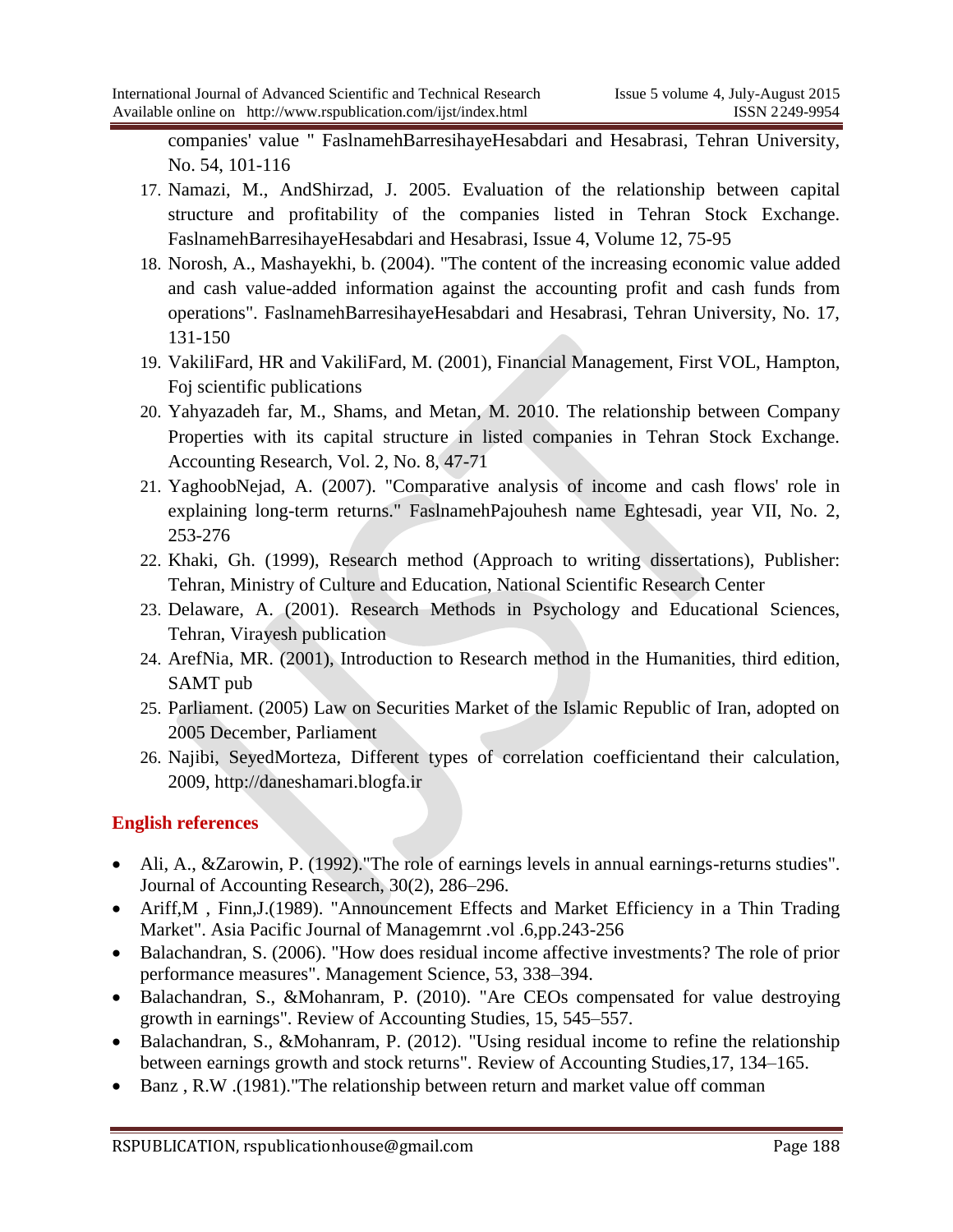companies' value " FaslnamehBarresihayeHesabdari and Hesabrasi, Tehran University, No. 54, 101-116

17. Namazi, M., AndShirzad, J. 2005. Evaluation of the relationship between capital structure and profitability of the companies listed in Tehran Stock Exchange. FaslnamehBarresihayeHesabdari and Hesabrasi, Issue 4, Volume 12, 75-95
18. Norosh, A., Mashayekhi, b. (2004). "The content of the increasing economic value added and cash value-added information against the accounting profit and cash funds from operations". FaslnamehBarresihayeHesabdari and Hesabrasi, Tehran University, No. 17, 131-150
19. VakiliFard, HR and VakiliFard, M. (2001), Financial Management, First VOL, Hampton, Foj scientific publications
20. Yahyazadeh far, M., Shams, and Metan, M. 2010. The relationship between Company Properties with its capital structure in listed companies in Tehran Stock Exchange. Accounting Research, Vol. 2, No. 8, 47-71
21. YaghoobNejad, A. (2007). "Comparative analysis of income and cash flows' role in explaining long-term returns." FaslnamehPajouhesh name Eghtesadi, year VII, No. 2, 253-276
22. Khaki, Gh. (1999), Research method (Approach to writing dissertations), Publisher: Tehran, Ministry of Culture and Education, National Scientific Research Center
23. Delaware, A. (2001). Research Methods in Psychology and Educational Sciences, Tehran, Virayesh publication
24. ArefNia, MR. (2001), Introduction to Research method in the Humanities, third edition, SAMT pub
25. Parliament. (2005) Law on Securities Market of the Islamic Republic of Iran, adopted on 2005 December, Parliament
26. Najibi, SeyedMorteza, Different types of correlation coefficientand their calculation, 2009, http://daneshamari.blogfa.ir

## English references

- Ali, A., &Zarowin, P. (1992)."The role of earnings levels in annual earnings-returns studies". Journal of Accounting Research, 30(2), 286–296.
- Ariff,M , Finn,J.(1989). "Announcement Effects and Market Efficiency in a Thin Trading Market". Asia Pacific Journal of Managemrnt .vol .6,pp.243-256
- Balachandran, S. (2006). "How does residual income affective investments? The role of prior performance measures". Management Science, 53, 338–394.
- Balachandran, S., &Mohanram, P. (2010). "Are CEOs compensated for value destroying growth in earnings". Review of Accounting Studies, 15, 545–557.
- Balachandran, S., &Mohanram, P. (2012). "Using residual income to refine the relationship between earnings growth and stock returns". Review of Accounting Studies,17, 134–165.
- Banz , R.W .(1981)."The relationship between return and market value off comman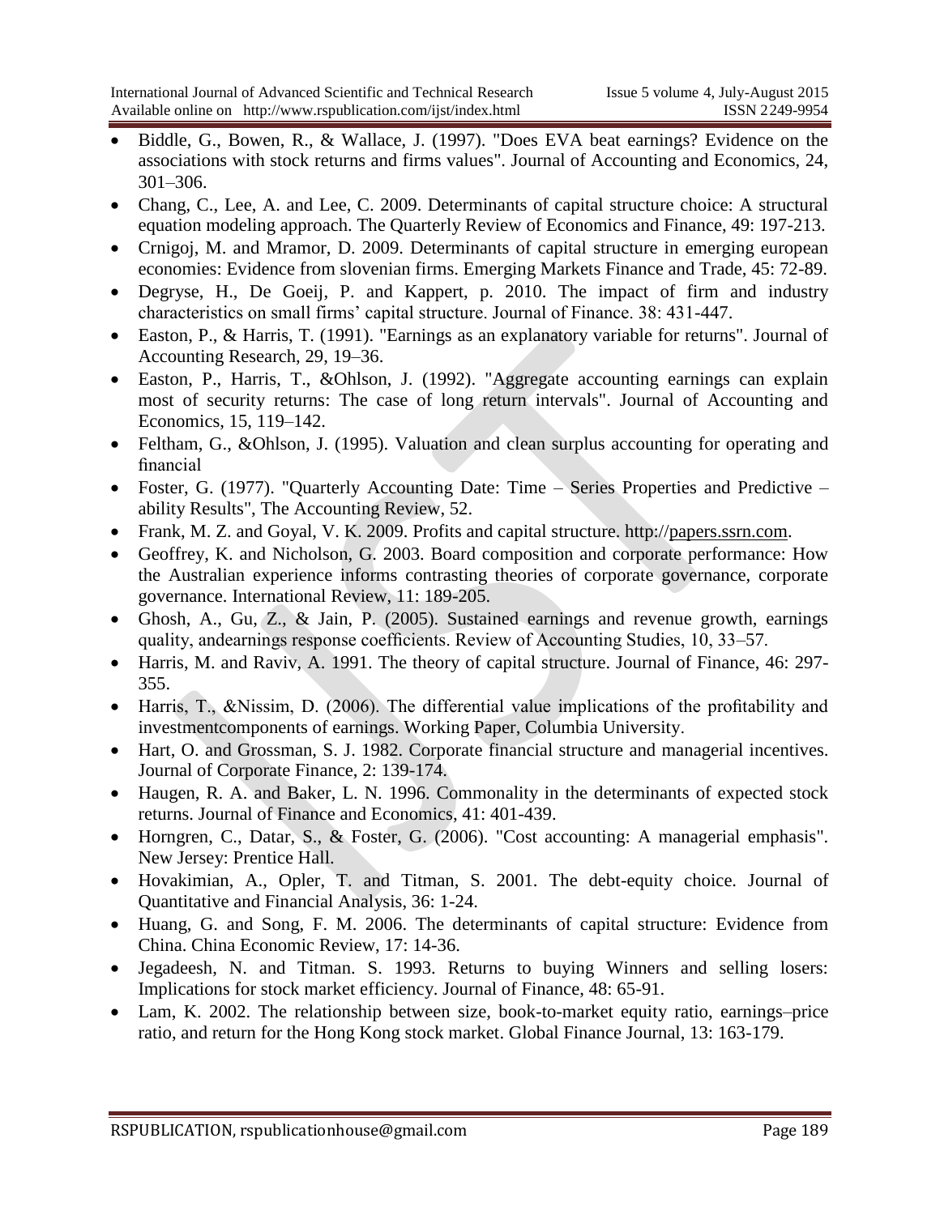- Biddle, G., Bowen, R., & Wallace, J. (1997). "Does EVA beat earnings? Evidence on the associations with stock returns and firms values". Journal of Accounting and Economics, 24, 301–306.
- Chang, C., Lee, A. and Lee, C. 2009. Determinants of capital structure choice: A structural equation modeling approach. The Quarterly Review of Economics and Finance, 49: 197-213.
- Crnigoj, M. and Mramor, D. 2009. Determinants of capital structure in emerging european economies: Evidence from slovenian firms. Emerging Markets Finance and Trade, 45: 72-89.
- Degryse, H., De Goeij, P. and Kappert, p. 2010. The impact of firm and industry characteristics on small firms' capital structure. Journal of Finance. 38: 431-447.
- Easton, P., & Harris, T. (1991). "Earnings as an explanatory variable for returns". Journal of Accounting Research, 29, 19–36.
- Easton, P., Harris, T., &Ohlson, J. (1992). "Aggregate accounting earnings can explain most of security returns: The case of long return intervals". Journal of Accounting and Economics, 15, 119–142.
- Feltham, G., &Ohlson, J. (1995). Valuation and clean surplus accounting for operating and financial
- Foster, G. (1977). "Quarterly Accounting Date: Time – Series Properties and Predictive – ability Results", The Accounting Review, 52.
- Frank, M. Z. and Goyal, V. K. 2009. Profits and capital structure. http://papers.ssrn.com.
- Geoffrey, K. and Nicholson, G. 2003. Board composition and corporate performance: How the Australian experience informs contrasting theories of corporate governance, corporate governance. International Review, 11: 189-205.
- Ghosh, A., Gu, Z., & Jain, P. (2005). Sustained earnings and revenue growth, earnings quality, andearnings response coefficients. Review of Accounting Studies, 10, 33–57.
- Harris, M. and Raviv, A. 1991. The theory of capital structure. Journal of Finance, 46: 297-355.
- Harris, T., &Nissim, D. (2006). The differential value implications of the profitability and investmentcomponents of earnings. Working Paper, Columbia University.
- Hart, O. and Grossman, S. J. 1982. Corporate financial structure and managerial incentives. Journal of Corporate Finance, 2: 139-174.
- Haugen, R. A. and Baker, L. N. 1996. Commonality in the determinants of expected stock returns. Journal of Finance and Economics, 41: 401-439.
- Horngren, C., Datar, S., & Foster, G. (2006). "Cost accounting: A managerial emphasis". New Jersey: Prentice Hall.
- Hovakimian, A., Opler, T. and Titman, S. 2001. The debt-equity choice. Journal of Quantitative and Financial Analysis, 36: 1-24.
- Huang, G. and Song, F. M. 2006. The determinants of capital structure: Evidence from China. China Economic Review, 17: 14-36.
- Jegadeesh, N. and Titman. S. 1993. Returns to buying Winners and selling losers: Implications for stock market efficiency. Journal of Finance, 48: 65-91.
- Lam, K. 2002. The relationship between size, book-to-market equity ratio, earnings–price ratio, and return for the Hong Kong stock market. Global Finance Journal, 13: 163-179.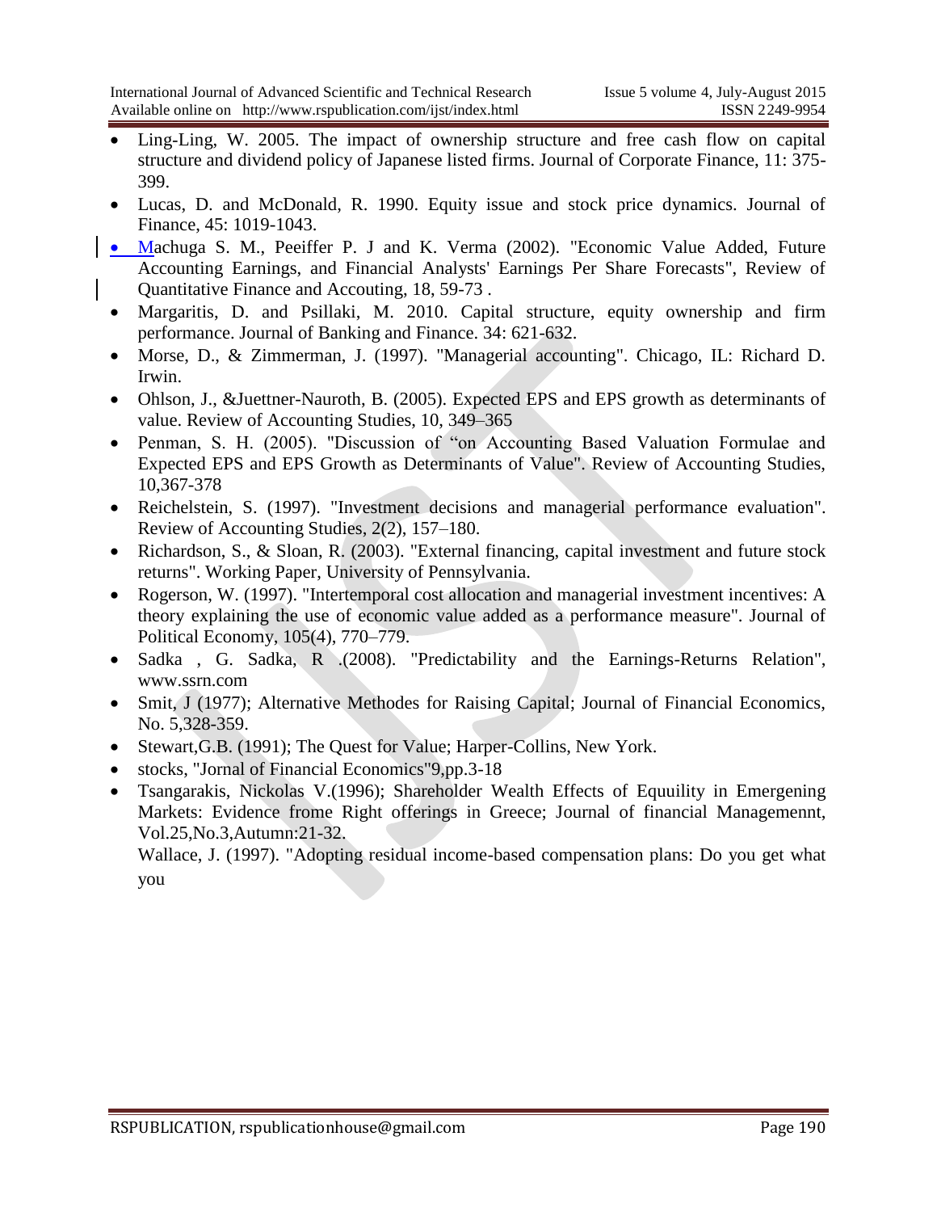- Ling-Ling, W. 2005. The impact of ownership structure and free cash flow on capital structure and dividend policy of Japanese listed firms. Journal of Corporate Finance, 11: 375-399.
- Lucas, D. and McDonald, R. 1990. Equity issue and stock price dynamics. Journal of Finance, 45: 1019-1043.
- Machuga S. M., Peeiffer P. J and K. Verma (2002). "Economic Value Added, Future Accounting Earnings, and Financial Analysts' Earnings Per Share Forecasts", Review of Quantitative Finance and Accouting, 18, 59-73 .
- Margaritis, D. and Psillaki, M. 2010. Capital structure, equity ownership and firm performance. Journal of Banking and Finance. 34: 621-632.
- Morse, D., & Zimmerman, J. (1997). "Managerial accounting". Chicago, IL: Richard D. Irwin.
- Ohlson, J., &Juettner-Nauroth, B. (2005). Expected EPS and EPS growth as determinants of value. Review of Accounting Studies, 10, 349–365
- Penman, S. H. (2005). "Discussion of "on Accounting Based Valuation Formulae and Expected EPS and EPS Growth as Determinants of Value". Review of Accounting Studies, 10,367-378
- Reichelstein, S. (1997). "Investment decisions and managerial performance evaluation". Review of Accounting Studies, 2(2), 157–180.
- Richardson, S., & Sloan, R. (2003). "External financing, capital investment and future stock returns". Working Paper, University of Pennsylvania.
- Rogerson, W. (1997). "Intertemporal cost allocation and managerial investment incentives: A theory explaining the use of economic value added as a performance measure". Journal of Political Economy, 105(4), 770–779.
- Sadka , G. Sadka, R .(2008). "Predictability and the Earnings-Returns Relation", www.ssrn.com
- Smit, J (1977); Alternative Methodes for Raising Capital; Journal of Financial Economics, No. 5,328-359.
- Stewart,G.B. (1991); The Quest for Value; Harper-Collins, New York.
- stocks, "Jornal of Financial Economics"9,pp.3-18
- Tsangarakis, Nickolas V.(1996); Shareholder Wealth Effects of Equuility in Emergening Markets: Evidence frome Right offerings in Greece; Journal of financial Managemennt, Vol.25,No.3,Autumn:21-32.

  Wallace, J. (1997). "Adopting residual income-based compensation plans: Do you get what you